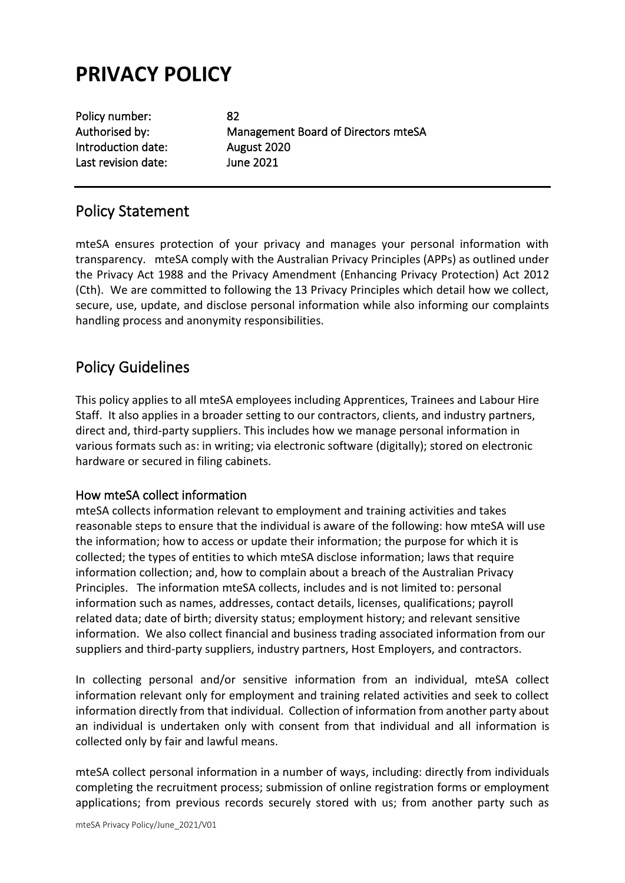# PRIVACY POLICY

Policy number: 82

Authorised by: Management Board of Directors mteSA

Introduction date: August 2020

Last revision date: June 2021

## Policy Statement

mteSA ensures protection of your privacy and manages your personal information with transparency. mteSA comply with the Australian Privacy Principles (APPs) as outlined under the Privacy Act 1988 and the Privacy Amendment (Enhancing Privacy Protection) Act 2012 (Cth). We are committed to following the 13 Privacy Principles which detail how we collect, secure, use, update, and disclose personal information while also informing our complaints handling process and anonymity responsibilities.

## Policy Guidelines

This policy applies to all mteSA employees including Apprentices, Trainees and Labour Hire Staff. It also applies in a broader setting to our contractors, clients, and industry partners, direct and, third-party suppliers. This includes how we manage personal information in various formats such as: in writing; via electronic software (digitally); stored on electronic hardware or secured in filing cabinets.

### How mteSA collect information

mteSA collects information relevant to employment and training activities and takes reasonable steps to ensure that the individual is aware of the following: how mteSA will use the information; how to access or update their information; the purpose for which it is collected; the types of entities to which mteSA disclose information; laws that require information collection; and, how to complain about a breach of the Australian Privacy Principles. The information mteSA collects, includes and is not limited to: personal information such as names, addresses, contact details, licenses, qualifications; payroll related data; date of birth; diversity status; employment history; and relevant sensitive information. We also collect financial and business trading associated information from our suppliers and third-party suppliers, industry partners, Host Employers, and contractors.

In collecting personal and/or sensitive information from an individual, mteSA collect information relevant only for employment and training related activities and seek to collect information directly from that individual. Collection of information from another party about an individual is undertaken only with consent from that individual and all information is collected only by fair and lawful means.

mteSA collect personal information in a number of ways, including: directly from individuals completing the recruitment process; submission of online registration forms or employment applications; from previous records securely stored with us; from another party such as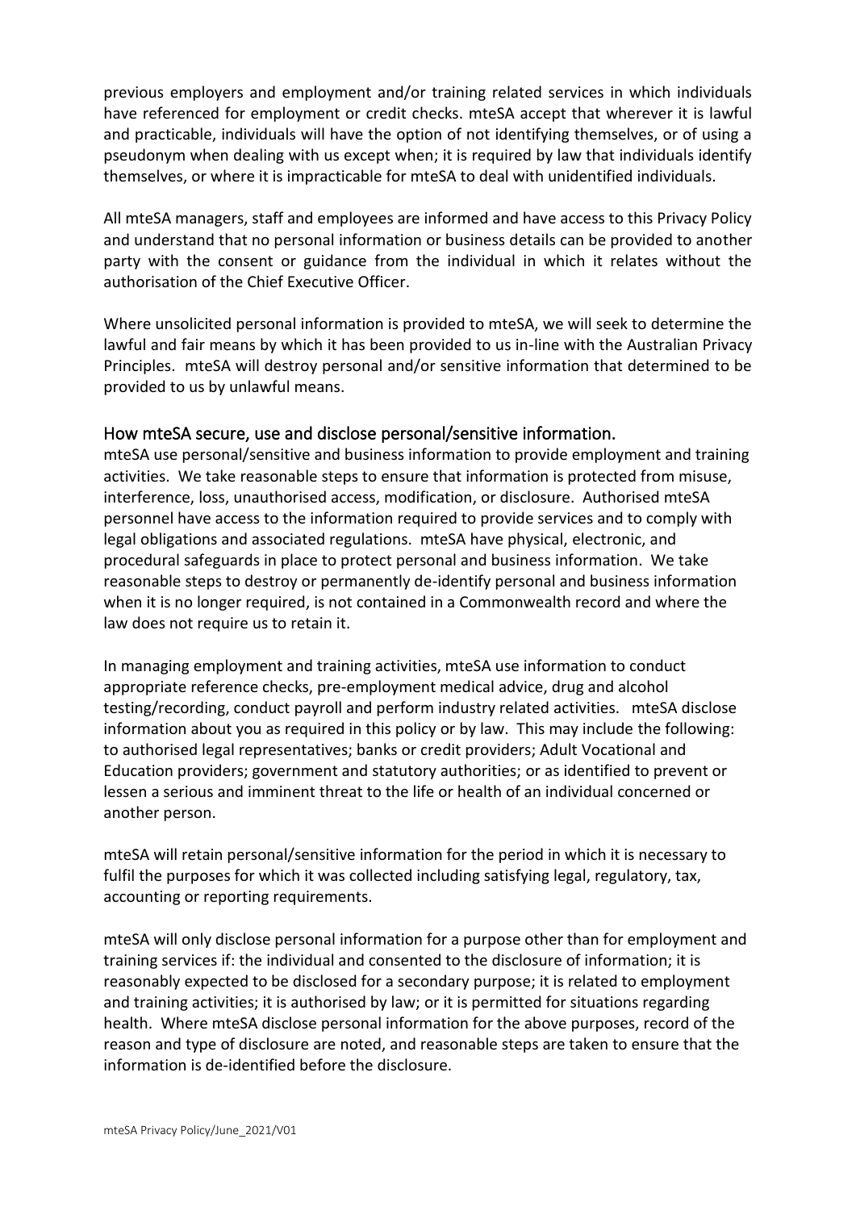previous employers and employment and/or training related services in which individuals have referenced for employment or credit checks. mteSA accept that wherever it is lawful and practicable, individuals will have the option of not identifying themselves, or of using a pseudonym when dealing with us except when; it is required by law that individuals identify themselves, or where it is impracticable for mteSA to deal with unidentified individuals.

All mteSA managers, staff and employees are informed and have access to this Privacy Policy and understand that no personal information or business details can be provided to another party with the consent or guidance from the individual in which it relates without the authorisation of the Chief Executive Officer.

Where unsolicited personal information is provided to mteSA, we will seek to determine the lawful and fair means by which it has been provided to us in-line with the Australian Privacy Principles. mteSA will destroy personal and/or sensitive information that determined to be provided to us by unlawful means.

## How mteSA secure, use and disclose personal/sensitive information.

mteSA use personal/sensitive and business information to provide employment and training activities. We take reasonable steps to ensure that information is protected from misuse, interference, loss, unauthorised access, modification, or disclosure. Authorised mteSA personnel have access to the information required to provide services and to comply with legal obligations and associated regulations. mteSA have physical, electronic, and procedural safeguards in place to protect personal and business information. We take reasonable steps to destroy or permanently de-identify personal and business information when it is no longer required, is not contained in a Commonwealth record and where the law does not require us to retain it.

In managing employment and training activities, mteSA use information to conduct appropriate reference checks, pre-employment medical advice, drug and alcohol testing/recording, conduct payroll and perform industry related activities. mteSA disclose information about you as required in this policy or by law. This may include the following: to authorised legal representatives; banks or credit providers; Adult Vocational and Education providers; government and statutory authorities; or as identified to prevent or lessen a serious and imminent threat to the life or health of an individual concerned or another person.

mteSA will retain personal/sensitive information for the period in which it is necessary to fulfil the purposes for which it was collected including satisfying legal, regulatory, tax, accounting or reporting requirements.

mteSA will only disclose personal information for a purpose other than for employment and training services if: the individual and consented to the disclosure of information; it is reasonably expected to be disclosed for a secondary purpose; it is related to employment and training activities; it is authorised by law; or it is permitted for situations regarding health. Where mteSA disclose personal information for the above purposes, record of the reason and type of disclosure are noted, and reasonable steps are taken to ensure that the information is de-identified before the disclosure.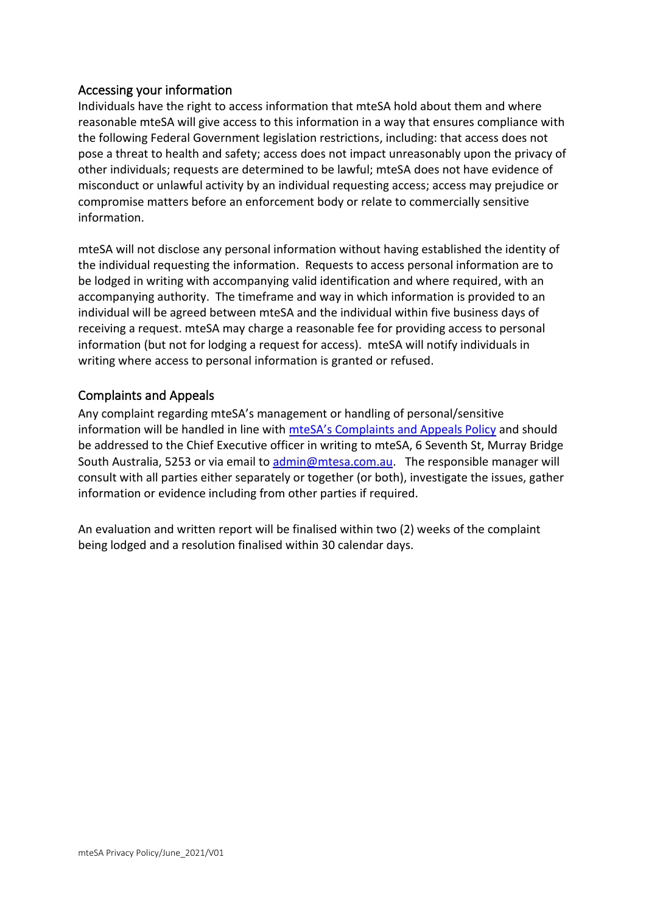## Accessing your information

Individuals have the right to access information that mteSA hold about them and where reasonable mteSA will give access to this information in a way that ensures compliance with the following Federal Government legislation restrictions, including: that access does not pose a threat to health and safety; access does not impact unreasonably upon the privacy of other individuals; requests are determined to be lawful; mteSA does not have evidence of misconduct or unlawful activity by an individual requesting access; access may prejudice or compromise matters before an enforcement body or relate to commercially sensitive information.

mteSA will not disclose any personal information without having established the identity of the individual requesting the information. Requests to access personal information are to be lodged in writing with accompanying valid identification and where required, with an accompanying authority. The timeframe and way in which information is provided to an individual will be agreed between mteSA and the individual within five business days of receiving a request. mteSA may charge a reasonable fee for providing access to personal information (but not for lodging a request for access). mteSA will notify individuals in writing where access to personal information is granted or refused.

## Complaints and Appeals

Any complaint regarding mteSA's management or handling of personal/sensitive information will be handled in line with mteSA's Complaints and Appeals Policy and should be addressed to the Chief Executive officer in writing to mteSA, 6 Seventh St, Murray Bridge South Australia, 5253 or via email to admin@mtesa.com.au. The responsible manager will consult with all parties either separately or together (or both), investigate the issues, gather information or evidence including from other parties if required.

An evaluation and written report will be finalised within two (2) weeks of the complaint being lodged and a resolution finalised within 30 calendar days.